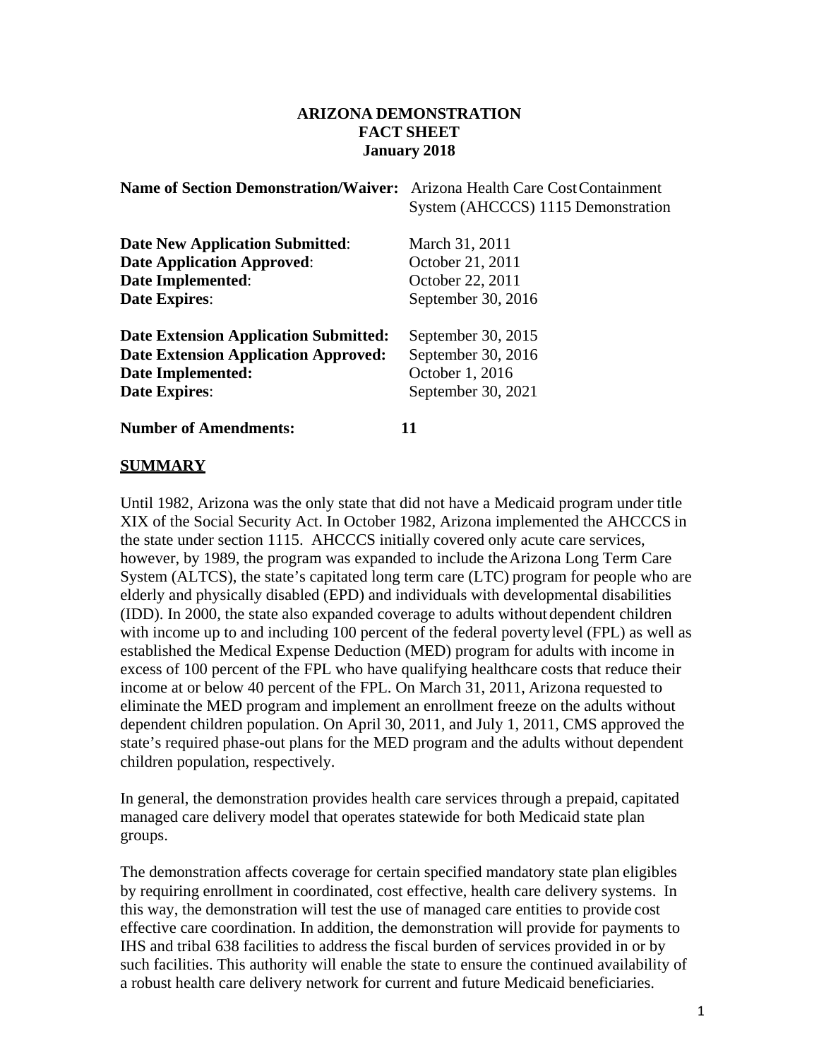# ARIZONA DEMONSTRATION
# FACT SHEET
# January 2018

**Name of Section Demonstration/Waiver:** Arizona Health Care Cost Containment System (AHCCCS) 1115 Demonstration

**Date New Application Submitted**: March 31, 2011
**Date Application Approved**: October 21, 2011
**Date Implemented**: October 22, 2011
**Date Expires**: September 30, 2016

**Date Extension Application Submitted:** September 30, 2015
**Date Extension Application Approved:** September 30, 2016
**Date Implemented:** October 1, 2016
**Date Expires**: September 30, 2021

**Number of Amendments: 11**

## SUMMARY

Until 1982, Arizona was the only state that did not have a Medicaid program under title XIX of the Social Security Act. In October 1982, Arizona implemented the AHCCCS in the state under section 1115. AHCCCS initially covered only acute care services, however, by 1989, the program was expanded to include the Arizona Long Term Care System (ALTCS), the state's capitated long term care (LTC) program for people who are elderly and physically disabled (EPD) and individuals with developmental disabilities (IDD). In 2000, the state also expanded coverage to adults without dependent children with income up to and including 100 percent of the federal poverty level (FPL) as well as established the Medical Expense Deduction (MED) program for adults with income in excess of 100 percent of the FPL who have qualifying healthcare costs that reduce their income at or below 40 percent of the FPL. On March 31, 2011, Arizona requested to eliminate the MED program and implement an enrollment freeze on the adults without dependent children population. On April 30, 2011, and July 1, 2011, CMS approved the state's required phase-out plans for the MED program and the adults without dependent children population, respectively.

In general, the demonstration provides health care services through a prepaid, capitated managed care delivery model that operates statewide for both Medicaid state plan groups.

The demonstration affects coverage for certain specified mandatory state plan eligibles by requiring enrollment in coordinated, cost effective, health care delivery systems. In this way, the demonstration will test the use of managed care entities to provide cost effective care coordination. In addition, the demonstration will provide for payments to IHS and tribal 638 facilities to address the fiscal burden of services provided in or by such facilities. This authority will enable the state to ensure the continued availability of a robust health care delivery network for current and future Medicaid beneficiaries.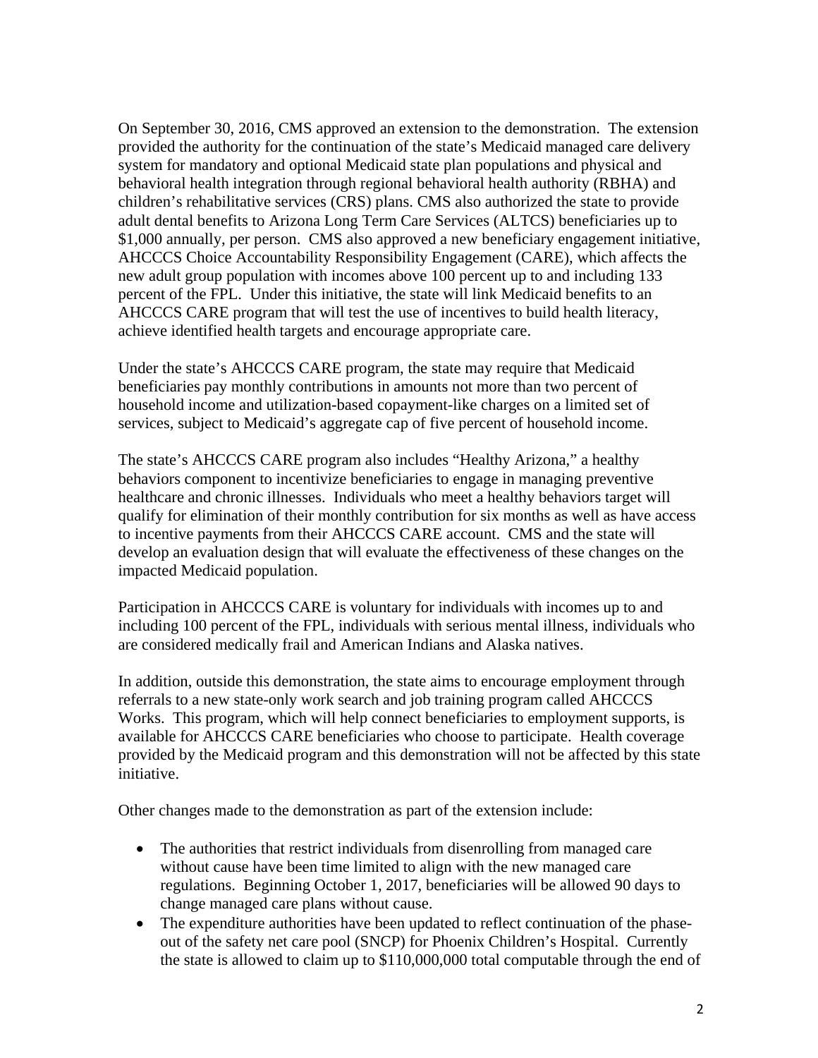On September 30, 2016, CMS approved an extension to the demonstration. The extension provided the authority for the continuation of the state's Medicaid managed care delivery system for mandatory and optional Medicaid state plan populations and physical and behavioral health integration through regional behavioral health authority (RBHA) and children's rehabilitative services (CRS) plans. CMS also authorized the state to provide adult dental benefits to Arizona Long Term Care Services (ALTCS) beneficiaries up to $1,000 annually, per person. CMS also approved a new beneficiary engagement initiative, AHCCCS Choice Accountability Responsibility Engagement (CARE), which affects the new adult group population with incomes above 100 percent up to and including 133 percent of the FPL. Under this initiative, the state will link Medicaid benefits to an AHCCCS CARE program that will test the use of incentives to build health literacy, achieve identified health targets and encourage appropriate care.

Under the state's AHCCCS CARE program, the state may require that Medicaid beneficiaries pay monthly contributions in amounts not more than two percent of household income and utilization-based copayment-like charges on a limited set of services, subject to Medicaid's aggregate cap of five percent of household income.

The state's AHCCCS CARE program also includes "Healthy Arizona," a healthy behaviors component to incentivize beneficiaries to engage in managing preventive healthcare and chronic illnesses. Individuals who meet a healthy behaviors target will qualify for elimination of their monthly contribution for six months as well as have access to incentive payments from their AHCCCS CARE account. CMS and the state will develop an evaluation design that will evaluate the effectiveness of these changes on the impacted Medicaid population.

Participation in AHCCCS CARE is voluntary for individuals with incomes up to and including 100 percent of the FPL, individuals with serious mental illness, individuals who are considered medically frail and American Indians and Alaska natives.

In addition, outside this demonstration, the state aims to encourage employment through referrals to a new state-only work search and job training program called AHCCCS Works. This program, which will help connect beneficiaries to employment supports, is available for AHCCCS CARE beneficiaries who choose to participate. Health coverage provided by the Medicaid program and this demonstration will not be affected by this state initiative.

Other changes made to the demonstration as part of the extension include:

- The authorities that restrict individuals from disenrolling from managed care without cause have been time limited to align with the new managed care regulations. Beginning October 1, 2017, beneficiaries will be allowed 90 days to change managed care plans without cause.
- The expenditure authorities have been updated to reflect continuation of the phase-out of the safety net care pool (SNCP) for Phoenix Children's Hospital. Currently the state is allowed to claim up to $110,000,000 total computable through the end of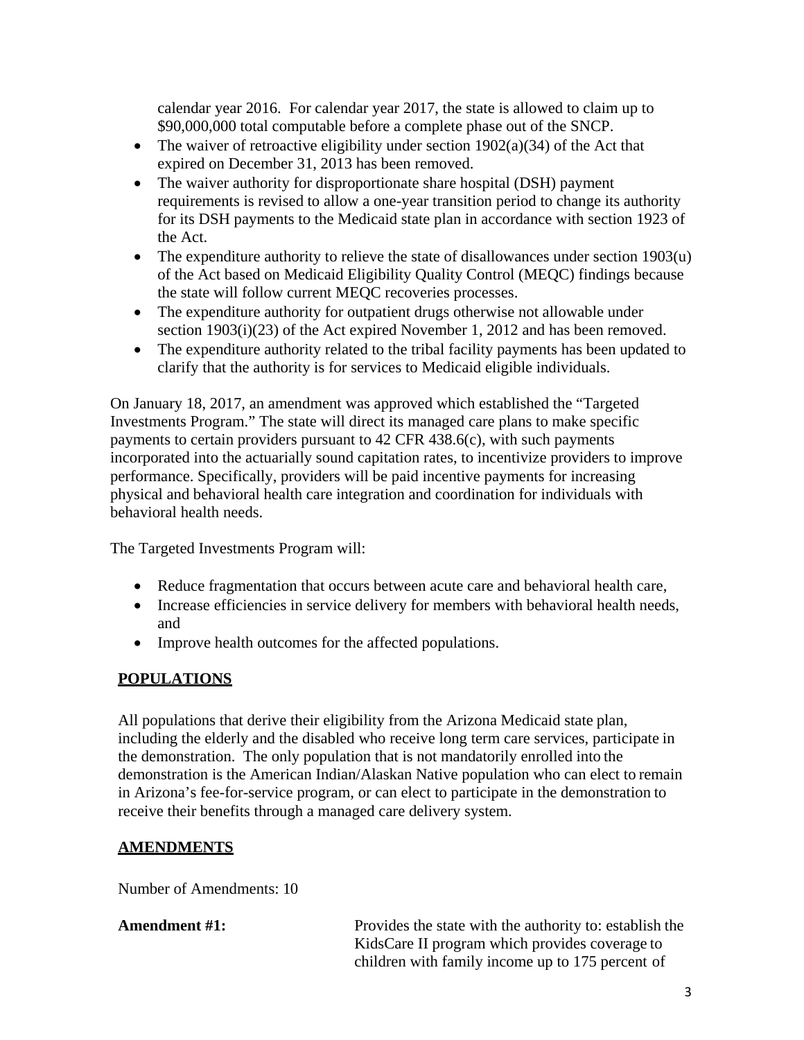calendar year 2016. For calendar year 2017, the state is allowed to claim up to $90,000,000 total computable before a complete phase out of the SNCP.

- The waiver of retroactive eligibility under section 1902(a)(34) of the Act that expired on December 31, 2013 has been removed.
- The waiver authority for disproportionate share hospital (DSH) payment requirements is revised to allow a one-year transition period to change its authority for its DSH payments to the Medicaid state plan in accordance with section 1923 of the Act.
- The expenditure authority to relieve the state of disallowances under section 1903(u) of the Act based on Medicaid Eligibility Quality Control (MEQC) findings because the state will follow current MEQC recoveries processes.
- The expenditure authority for outpatient drugs otherwise not allowable under section 1903(i)(23) of the Act expired November 1, 2012 and has been removed.
- The expenditure authority related to the tribal facility payments has been updated to clarify that the authority is for services to Medicaid eligible individuals.

On January 18, 2017, an amendment was approved which established the "Targeted Investments Program." The state will direct its managed care plans to make specific payments to certain providers pursuant to 42 CFR 438.6(c), with such payments incorporated into the actuarially sound capitation rates, to incentivize providers to improve performance. Specifically, providers will be paid incentive payments for increasing physical and behavioral health care integration and coordination for individuals with behavioral health needs.

The Targeted Investments Program will:

- Reduce fragmentation that occurs between acute care and behavioral health care,
- Increase efficiencies in service delivery for members with behavioral health needs, and
- Improve health outcomes for the affected populations.

## POPULATIONS

All populations that derive their eligibility from the Arizona Medicaid state plan, including the elderly and the disabled who receive long term care services, participate in the demonstration. The only population that is not mandatorily enrolled into the demonstration is the American Indian/Alaskan Native population who can elect to remain in Arizona's fee-for-service program, or can elect to participate in the demonstration to receive their benefits through a managed care delivery system.

## AMENDMENTS

Number of Amendments: 10

**Amendment #1:** Provides the state with the authority to: establish the KidsCare II program which provides coverage to children with family income up to 175 percent of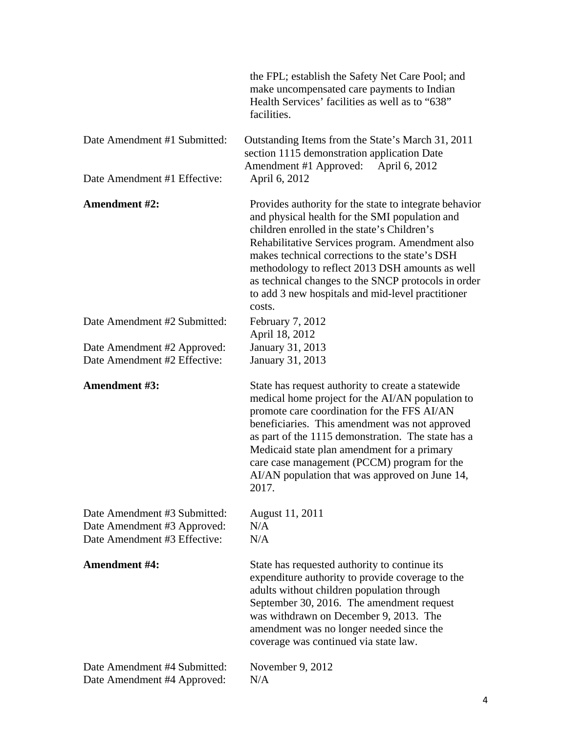the FPL; establish the Safety Net Care Pool; and make uncompensated care payments to Indian Health Services' facilities as well as to "638" facilities.

Date Amendment #1 Submitted: Outstanding Items from the State's March 31, 2011 section 1115 demonstration application Date Amendment #1 Approved: April 6, 2012

Date Amendment #1 Effective: April 6, 2012

**Amendment #2:** Provides authority for the state to integrate behavior and physical health for the SMI population and children enrolled in the state's Children's Rehabilitative Services program. Amendment also makes technical corrections to the state's DSH methodology to reflect 2013 DSH amounts as well as technical changes to the SNCP protocols in order to add 3 new hospitals and mid-level practitioner costs.

Date Amendment #2 Submitted: February 7, 2012
April 18, 2012

Date Amendment #2 Approved: January 31, 2013

Date Amendment #2 Effective: January 31, 2013

**Amendment #3:** State has request authority to create a statewide medical home project for the AI/AN population to promote care coordination for the FFS AI/AN beneficiaries. This amendment was not approved as part of the 1115 demonstration. The state has a Medicaid state plan amendment for a primary care case management (PCCM) program for the AI/AN population that was approved on June 14, 2017.

Date Amendment #3 Submitted: August 11, 2011

Date Amendment #3 Approved: N/A

Date Amendment #3 Effective: N/A

**Amendment #4:** State has requested authority to continue its expenditure authority to provide coverage to the adults without children population through September 30, 2016. The amendment request was withdrawn on December 9, 2013. The amendment was no longer needed since the coverage was continued via state law.

Date Amendment #4 Submitted: November 9, 2012

Date Amendment #4 Approved: N/A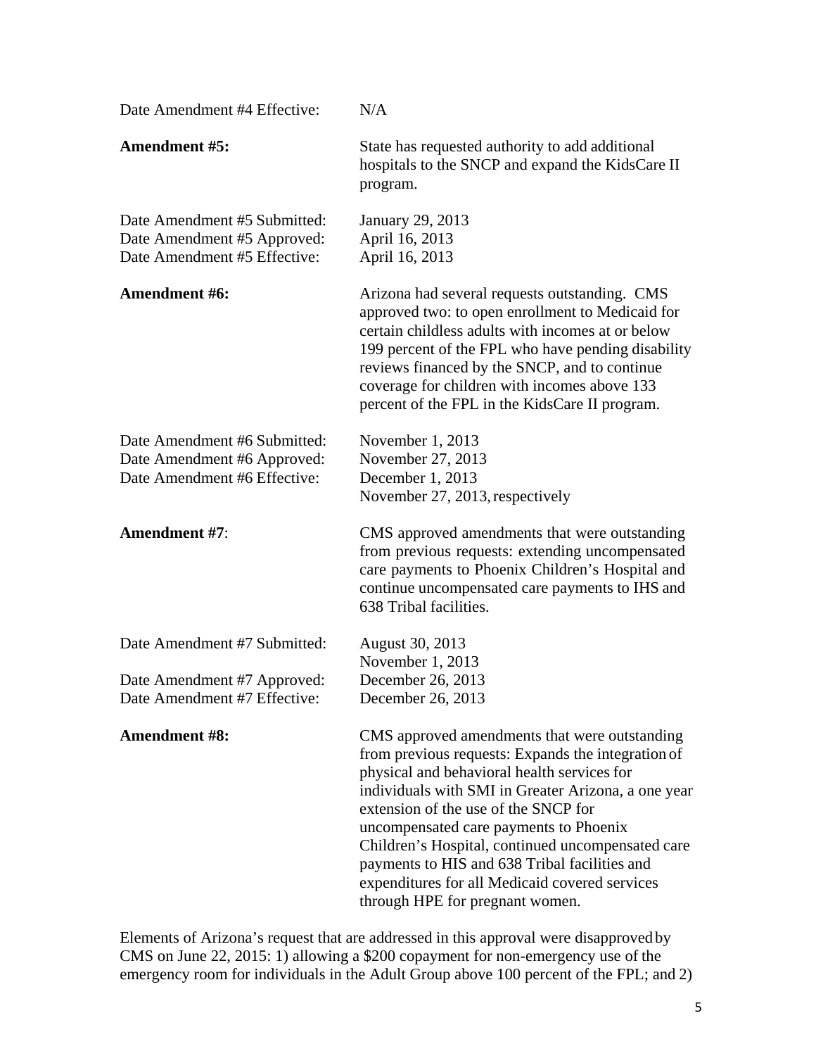Date Amendment #4 Effective: N/A

**Amendment #5:** State has requested authority to add additional hospitals to the SNCP and expand the KidsCare II program.

Date Amendment #5 Submitted: January 29, 2013
Date Amendment #5 Approved: April 16, 2013
Date Amendment #5 Effective: April 16, 2013

**Amendment #6:** Arizona had several requests outstanding. CMS approved two: to open enrollment to Medicaid for certain childless adults with incomes at or below 199 percent of the FPL who have pending disability reviews financed by the SNCP, and to continue coverage for children with incomes above 133 percent of the FPL in the KidsCare II program.

Date Amendment #6 Submitted: November 1, 2013
Date Amendment #6 Approved: November 27, 2013
Date Amendment #6 Effective: December 1, 2013
November 27, 2013, respectively

**Amendment #7**: CMS approved amendments that were outstanding from previous requests: extending uncompensated care payments to Phoenix Children's Hospital and continue uncompensated care payments to IHS and 638 Tribal facilities.

Date Amendment #7 Submitted: August 30, 2013
November 1, 2013
Date Amendment #7 Approved: December 26, 2013
Date Amendment #7 Effective: December 26, 2013

**Amendment #8:** CMS approved amendments that were outstanding from previous requests: Expands the integration of physical and behavioral health services for individuals with SMI in Greater Arizona, a one year extension of the use of the SNCP for uncompensated care payments to Phoenix Children's Hospital, continued uncompensated care payments to HIS and 638 Tribal facilities and expenditures for all Medicaid covered services through HPE for pregnant women.

Elements of Arizona's request that are addressed in this approval were disapproved by CMS on June 22, 2015: 1) allowing a $200 copayment for non-emergency use of the emergency room for individuals in the Adult Group above 100 percent of the FPL; and 2)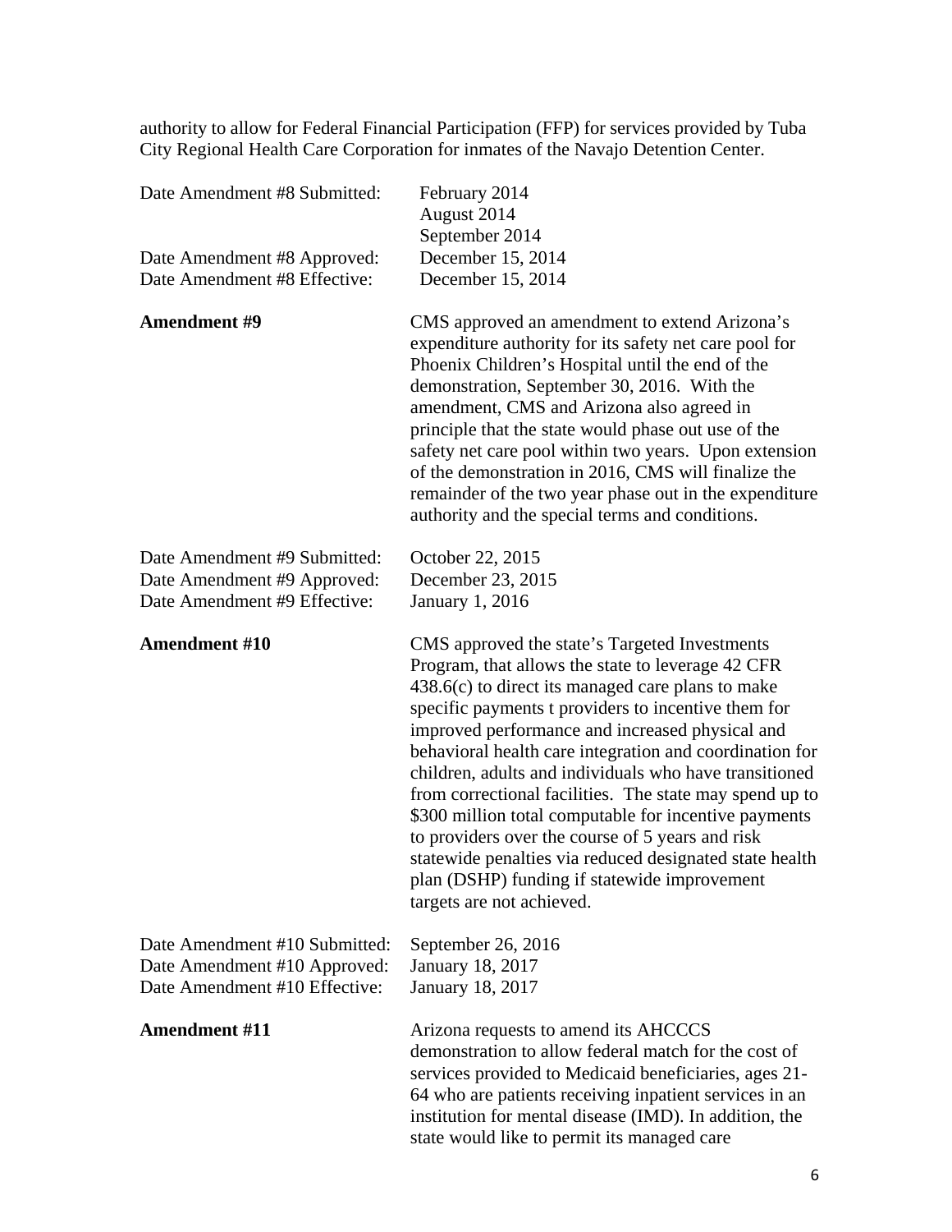authority to allow for Federal Financial Participation (FFP) for services provided by Tuba City Regional Health Care Corporation for inmates of the Navajo Detention Center.

| | |
|---|---|
| Date Amendment #8 Submitted: | February 2014<br>August 2014<br>September 2014 |
| Date Amendment #8 Approved: | December 15, 2014 |
| Date Amendment #8 Effective: | December 15, 2014 |
| **Amendment #9** | CMS approved an amendment to extend Arizona's expenditure authority for its safety net care pool for Phoenix Children's Hospital until the end of the demonstration, September 30, 2016. With the amendment, CMS and Arizona also agreed in principle that the state would phase out use of the safety net care pool within two years. Upon extension of the demonstration in 2016, CMS will finalize the remainder of the two year phase out in the expenditure authority and the special terms and conditions. |
| Date Amendment #9 Submitted: | October 22, 2015 |
| Date Amendment #9 Approved: | December 23, 2015 |
| Date Amendment #9 Effective: | January 1, 2016 |
| **Amendment #10** | CMS approved the state's Targeted Investments Program, that allows the state to leverage 42 CFR 438.6(c) to direct its managed care plans to make specific payments t providers to incentive them for improved performance and increased physical and behavioral health care integration and coordination for children, adults and individuals who have transitioned from correctional facilities. The state may spend up to \$300 million total computable for incentive payments to providers over the course of 5 years and risk statewide penalties via reduced designated state health plan (DSHP) funding if statewide improvement targets are not achieved. |
| Date Amendment #10 Submitted: | September 26, 2016 |
| Date Amendment #10 Approved: | January 18, 2017 |
| Date Amendment #10 Effective: | January 18, 2017 |
| **Amendment #11** | Arizona requests to amend its AHCCCS demonstration to allow federal match for the cost of services provided to Medicaid beneficiaries, ages 21-64 who are patients receiving inpatient services in an institution for mental disease (IMD). In addition, the state would like to permit its managed care |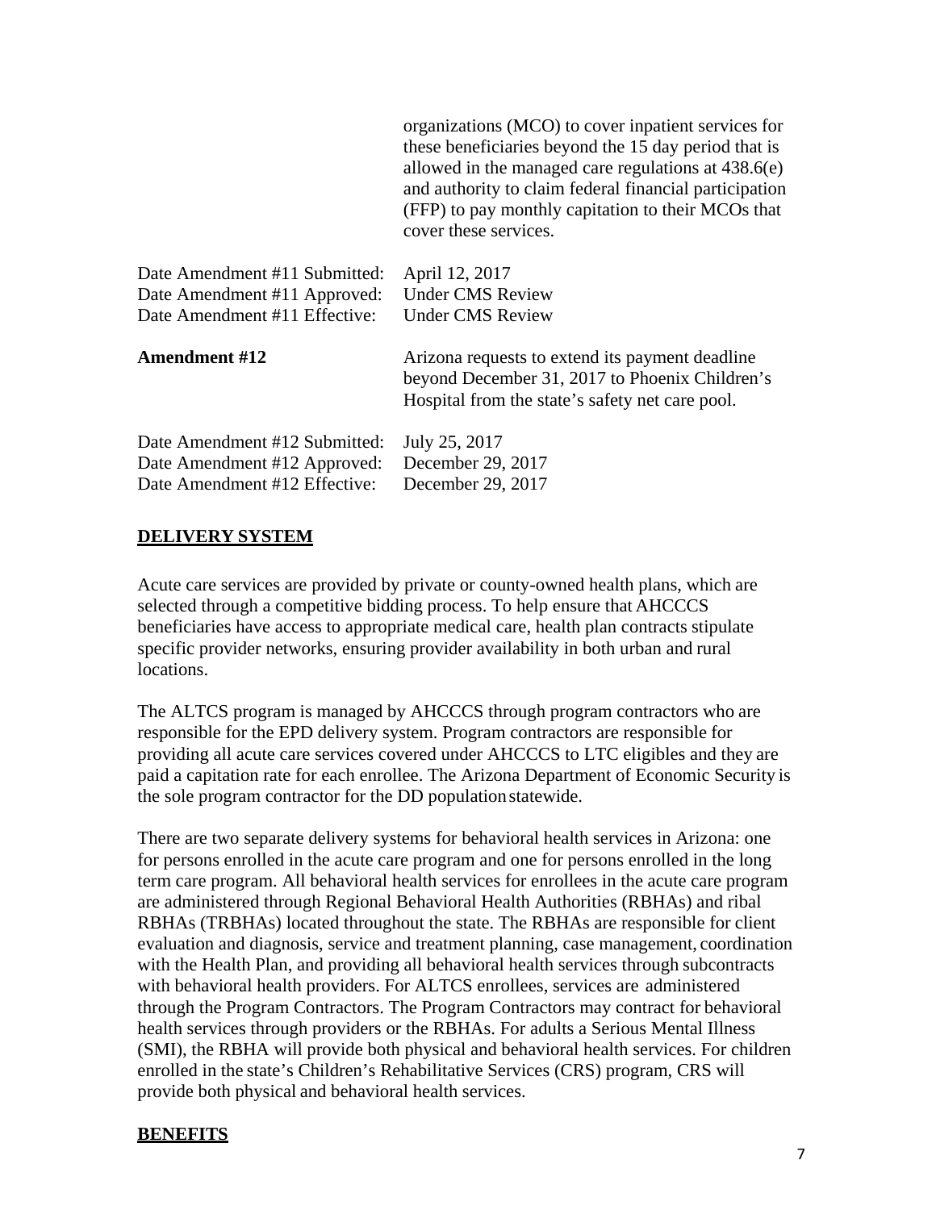organizations (MCO) to cover inpatient services for these beneficiaries beyond the 15 day period that is allowed in the managed care regulations at 438.6(e) and authority to claim federal financial participation (FFP) to pay monthly capitation to their MCOs that cover these services.

Date Amendment #11 Submitted: April 12, 2017
Date Amendment #11 Approved: Under CMS Review
Date Amendment #11 Effective: Under CMS Review

**Amendment #12** Arizona requests to extend its payment deadline beyond December 31, 2017 to Phoenix Children's Hospital from the state's safety net care pool.

Date Amendment #12 Submitted: July 25, 2017
Date Amendment #12 Approved: December 29, 2017
Date Amendment #12 Effective: December 29, 2017

## DELIVERY SYSTEM

Acute care services are provided by private or county-owned health plans, which are selected through a competitive bidding process. To help ensure that AHCCCS beneficiaries have access to appropriate medical care, health plan contracts stipulate specific provider networks, ensuring provider availability in both urban and rural locations.

The ALTCS program is managed by AHCCCS through program contractors who are responsible for the EPD delivery system. Program contractors are responsible for providing all acute care services covered under AHCCCS to LTC eligibles and they are paid a capitation rate for each enrollee. The Arizona Department of Economic Security is the sole program contractor for the DD population statewide.

There are two separate delivery systems for behavioral health services in Arizona: one for persons enrolled in the acute care program and one for persons enrolled in the long term care program. All behavioral health services for enrollees in the acute care program are administered through Regional Behavioral Health Authorities (RBHAs) and ribal RBHAs (TRBHAs) located throughout the state. The RBHAs are responsible for client evaluation and diagnosis, service and treatment planning, case management, coordination with the Health Plan, and providing all behavioral health services through subcontracts with behavioral health providers. For ALTCS enrollees, services are administered through the Program Contractors. The Program Contractors may contract for behavioral health services through providers or the RBHAs. For adults a Serious Mental Illness (SMI), the RBHA will provide both physical and behavioral health services. For children enrolled in the state's Children's Rehabilitative Services (CRS) program, CRS will provide both physical and behavioral health services.

## BENEFITS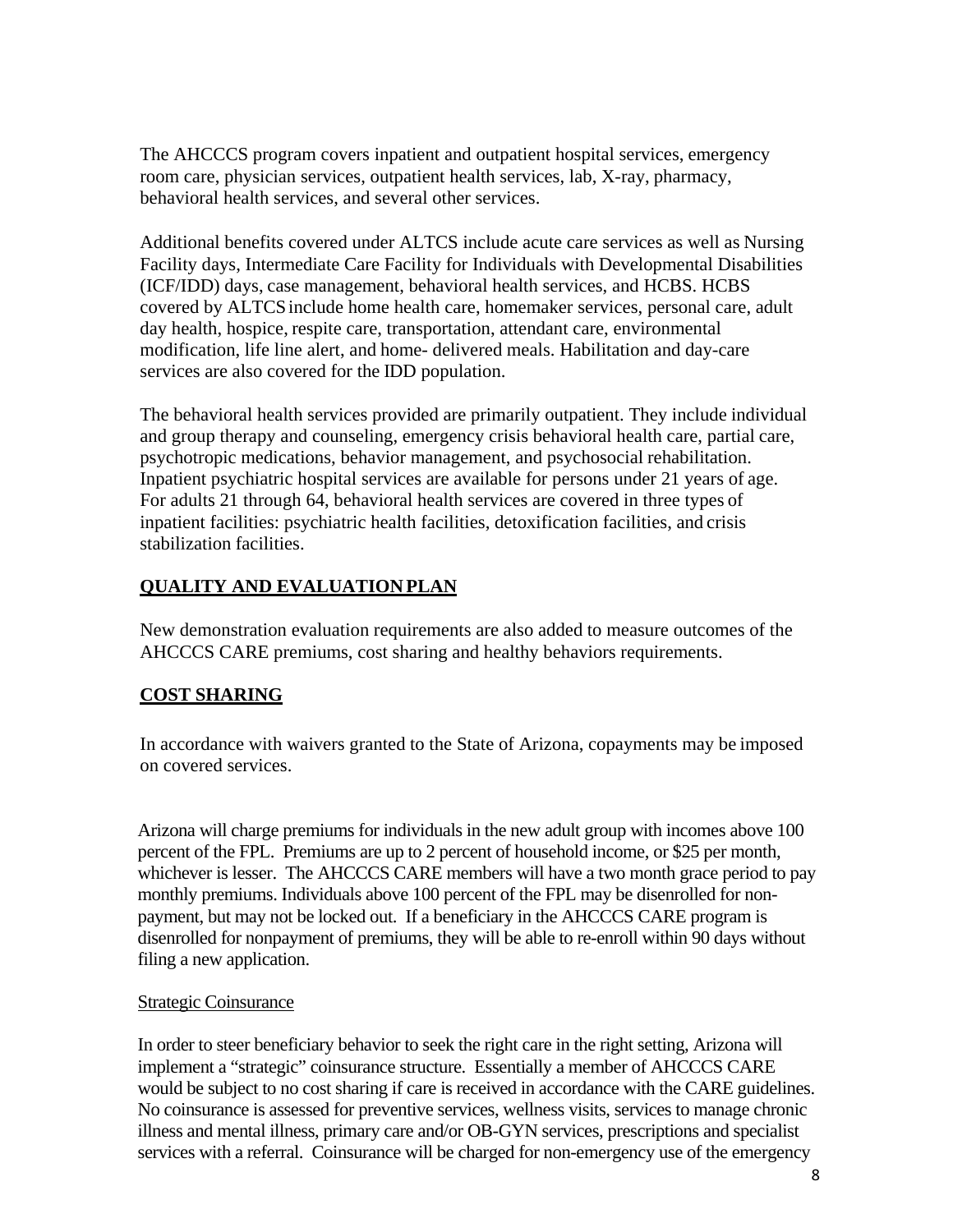The AHCCCS program covers inpatient and outpatient hospital services, emergency room care, physician services, outpatient health services, lab, X-ray, pharmacy, behavioral health services, and several other services.

Additional benefits covered under ALTCS include acute care services as well as Nursing Facility days, Intermediate Care Facility for Individuals with Developmental Disabilities (ICF/IDD) days, case management, behavioral health services, and HCBS. HCBS covered by ALTCS include home health care, homemaker services, personal care, adult day health, hospice, respite care, transportation, attendant care, environmental modification, life line alert, and home- delivered meals. Habilitation and day-care services are also covered for the IDD population.

The behavioral health services provided are primarily outpatient. They include individual and group therapy and counseling, emergency crisis behavioral health care, partial care, psychotropic medications, behavior management, and psychosocial rehabilitation. Inpatient psychiatric hospital services are available for persons under 21 years of age. For adults 21 through 64, behavioral health services are covered in three types of inpatient facilities: psychiatric health facilities, detoxification facilities, and crisis stabilization facilities.

## QUALITY AND EVALUATION PLAN

New demonstration evaluation requirements are also added to measure outcomes of the AHCCCS CARE premiums, cost sharing and healthy behaviors requirements.

## COST SHARING

In accordance with waivers granted to the State of Arizona, copayments may be imposed on covered services.

Arizona will charge premiums for individuals in the new adult group with incomes above 100 percent of the FPL. Premiums are up to 2 percent of household income, or $25 per month, whichever is lesser. The AHCCCS CARE members will have a two month grace period to pay monthly premiums. Individuals above 100 percent of the FPL may be disenrolled for non-payment, but may not be locked out. If a beneficiary in the AHCCCS CARE program is disenrolled for nonpayment of premiums, they will be able to re-enroll within 90 days without filing a new application.

### Strategic Coinsurance

In order to steer beneficiary behavior to seek the right care in the right setting, Arizona will implement a "strategic" coinsurance structure. Essentially a member of AHCCCS CARE would be subject to no cost sharing if care is received in accordance with the CARE guidelines. No coinsurance is assessed for preventive services, wellness visits, services to manage chronic illness and mental illness, primary care and/or OB-GYN services, prescriptions and specialist services with a referral. Coinsurance will be charged for non-emergency use of the emergency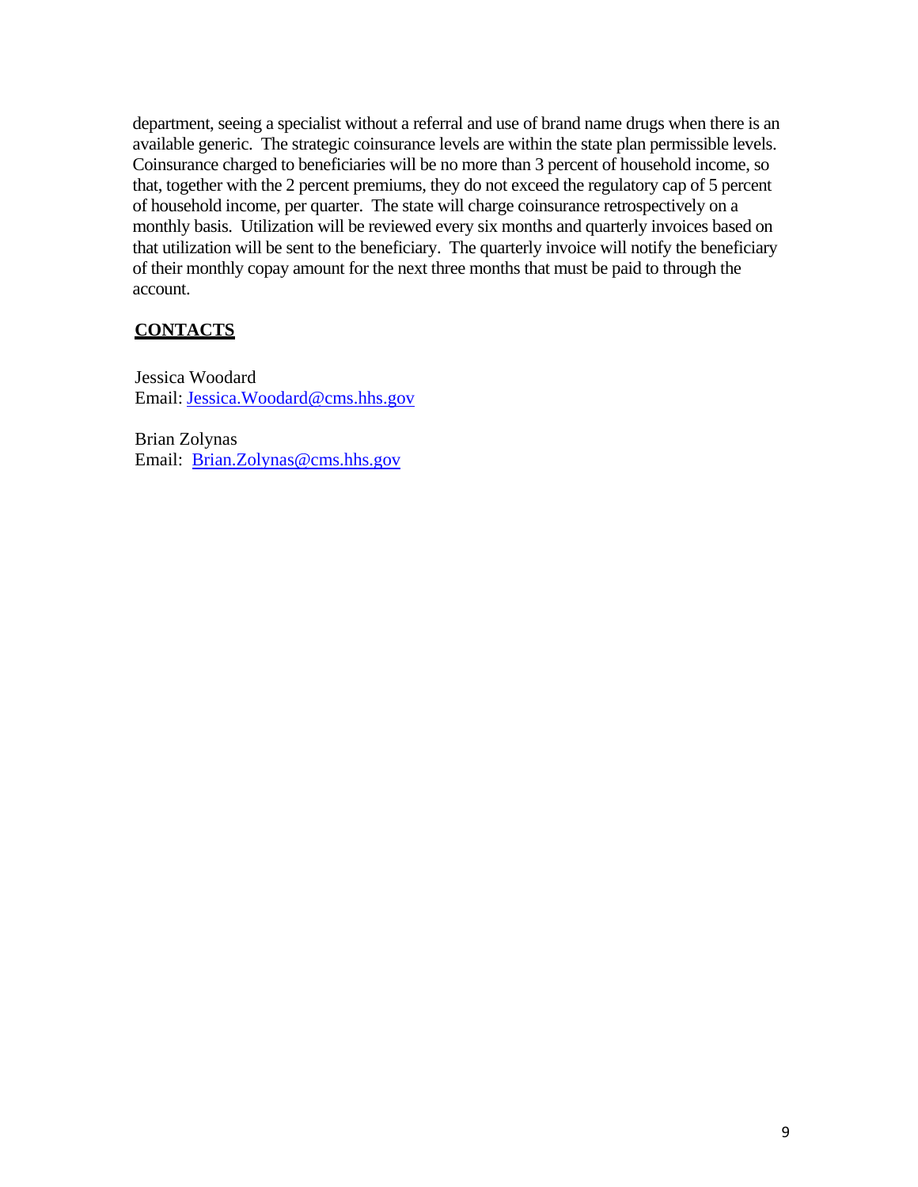department, seeing a specialist without a referral and use of brand name drugs when there is an available generic. The strategic coinsurance levels are within the state plan permissible levels. Coinsurance charged to beneficiaries will be no more than 3 percent of household income, so that, together with the 2 percent premiums, they do not exceed the regulatory cap of 5 percent of household income, per quarter. The state will charge coinsurance retrospectively on a monthly basis. Utilization will be reviewed every six months and quarterly invoices based on that utilization will be sent to the beneficiary. The quarterly invoice will notify the beneficiary of their monthly copay amount for the next three months that must be paid to through the account.

## CONTACTS

Jessica Woodard
Email: Jessica.Woodard@cms.hhs.gov

Brian Zolynas
Email: Brian.Zolynas@cms.hhs.gov